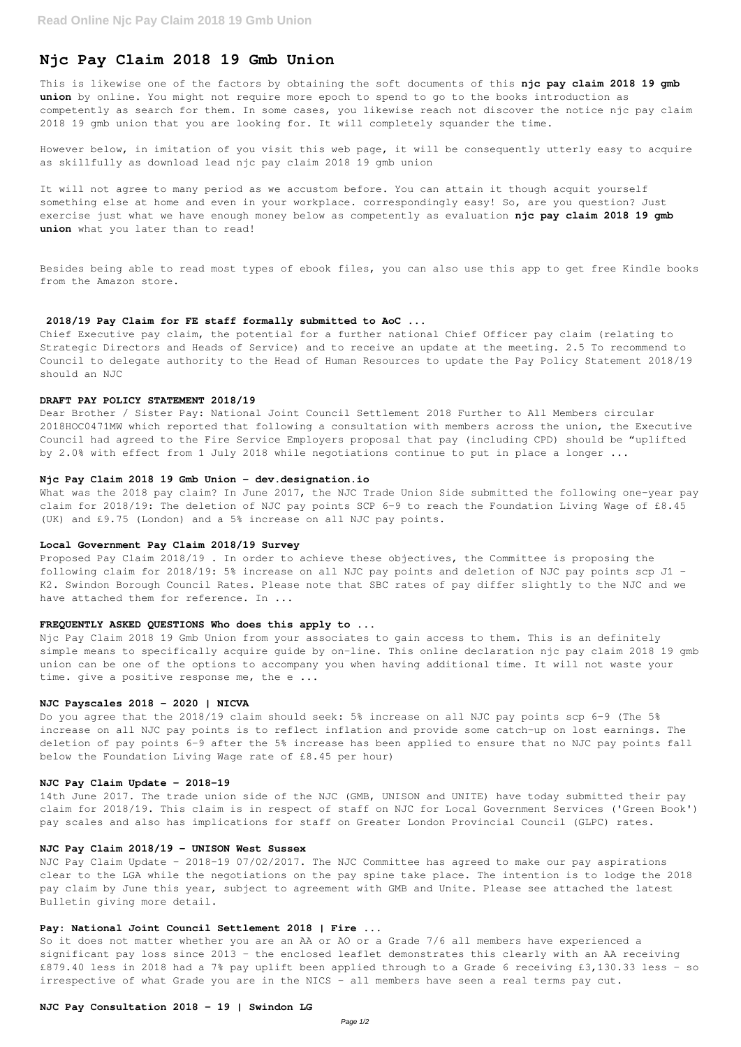# Njc Pay Claim 2018 19 Gmb Union

This is likewise one of the factors by obtaining the soft documents of this **njc pay claim 2018 19 gmb union** by online. You might not require more epoch to spend to go to the books introduction as competently as search for them. In some cases, you likewise reach not discover the notice njc pay claim 2018 19 gmb union that you are looking for. It will completely squander the time.

However below, in imitation of you visit this web page, it will be consequently utterly easy to acquire as skillfully as download lead njc pay claim 2018 19 gmb union

It will not agree to many period as we accustom before. You can attain it though acquit yourself something else at home and even in your workplace. correspondingly easy! So, are you question? Just exercise just what we have enough money below as competently as evaluation **njc pay claim 2018 19 gmb union** what you later than to read!

Besides being able to read most types of ebook files, you can also use this app to get free Kindle books from the Amazon store.

## 2018/19 Pay Claim for FE staff formally submitted to AoC ...

Chief Executive pay claim, the potential for a further national Chief Officer pay claim (relating to Strategic Directors and Heads of Service) and to receive an update at the meeting. 2.5 To recommend to Council to delegate authority to the Head of Human Resources to update the Pay Policy Statement 2018/19 should an NJC

## DRAFT PAY POLICY STATEMENT 2018/19

Dear Brother / Sister Pay: National Joint Council Settlement 2018 Further to All Members circular 2018HOC0471MW which reported that following a consultation with members across the union, the Executive Council had agreed to the Fire Service Employers proposal that pay (including CPD) should be "uplifted by 2.0% with effect from 1 July 2018 while negotiations continue to put in place a longer ...

## Njc Pay Claim 2018 19 Gmb Union - dev.designation.io

What was the 2018 pay claim? In June 2017, the NJC Trade Union Side submitted the following one-year pay claim for 2018/19: The deletion of NJC pay points SCP 6-9 to reach the Foundation Living Wage of £8.45 (UK) and £9.75 (London) and a 5% increase on all NJC pay points.

## Local Government Pay Claim 2018/19 Survey

Proposed Pay Claim 2018/19 . In order to achieve these objectives, the Committee is proposing the following claim for 2018/19: 5% increase on all NJC pay points and deletion of NJC pay points scp J1 – K2. Swindon Borough Council Rates. Please note that SBC rates of pay differ slightly to the NJC and we have attached them for reference. In ...

## FREQUENTLY ASKED QUESTIONS Who does this apply to ...

Njc Pay Claim 2018 19 Gmb Union from your associates to gain access to them. This is an definitely simple means to specifically acquire guide by on-line. This online declaration njc pay claim 2018 19 gmb union can be one of the options to accompany you when having additional time. It will not waste your time. give a positive response me, the e ...

## NJC Payscales 2018 - 2020 | NICVA

Do you agree that the 2018/19 claim should seek: 5% increase on all NJC pay points scp 6-9 (The 5% increase on all NJC pay points is to reflect inflation and provide some catch-up on lost earnings. The deletion of pay points 6-9 after the 5% increase has been applied to ensure that no NJC pay points fall below the Foundation Living Wage rate of £8.45 per hour)

## NJC Pay Claim Update - 2018-19

14th June 2017. The trade union side of the NJC (GMB, UNISON and UNITE) have today submitted their pay claim for 2018/19. This claim is in respect of staff on NJC for Local Government Services ('Green Book') pay scales and also has implications for staff on Greater London Provincial Council (GLPC) rates.

## NJC Pay Claim 2018/19 - UNISON West Sussex

NJC Pay Claim Update - 2018-19 07/02/2017. The NJC Committee has agreed to make our pay aspirations clear to the LGA while the negotiations on the pay spine take place. The intention is to lodge the 2018 pay claim by June this year, subject to agreement with GMB and Unite. Please see attached the latest Bulletin giving more detail.

## Pay: National Joint Council Settlement 2018 | Fire ...

So it does not matter whether you are an AA or AO or a Grade 7/6 all members have experienced a significant pay loss since 2013 – the enclosed leaflet demonstrates this clearly with an AA receiving £879.40 less in 2018 had a 7% pay uplift been applied through to a Grade 6 receiving £3,130.33 less – so irrespective of what Grade you are in the NICS – all members have seen a real terms pay cut.

## NJC Pay Consultation 2018 - 19 | Swindon LG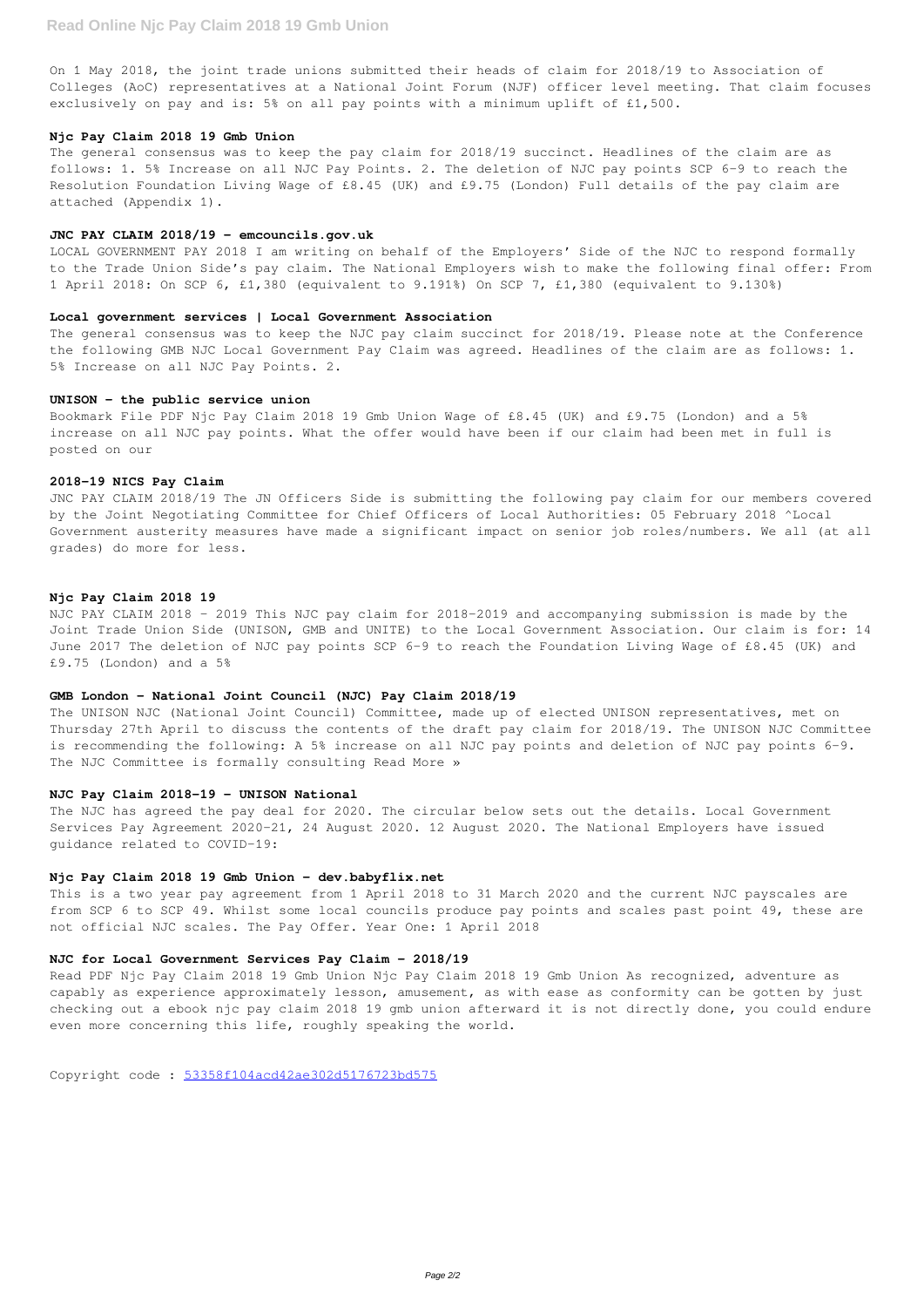On 1 May 2018, the joint trade unions submitted their heads of claim for 2018/19 to Association of Colleges (AoC) representatives at a National Joint Forum (NJF) officer level meeting. That claim focuses exclusively on pay and is: 5% on all pay points with a minimum uplift of £1,500.

### Njc Pay Claim 2018 19 Gmb Union

The general consensus was to keep the pay claim for 2018/19 succinct. Headlines of the claim are as follows: 1. 5% Increase on all NJC Pay Points. 2. The deletion of NJC pay points SCP 6-9 to reach the Resolution Foundation Living Wage of £8.45 (UK) and £9.75 (London) Full details of the pay claim are attached (Appendix 1).

### JNC PAY CLAIM 2018/19 - emcouncils.gov.uk

LOCAL GOVERNMENT PAY 2018 I am writing on behalf of the Employers' Side of the NJC to respond formally to the Trade Union Side's pay claim. The National Employers wish to make the following final offer: From 1 April 2018: On SCP 6, £1,380 (equivalent to 9.191%) On SCP 7, £1,380 (equivalent to 9.130%)

### Local government services | Local Government Association

The general consensus was to keep the NJC pay claim succinct for 2018/19. Please note at the Conference the following GMB NJC Local Government Pay Claim was agreed. Headlines of the claim are as follows: 1. 5% Increase on all NJC Pay Points. 2.

### UNISON - the public service union

Bookmark File PDF Njc Pay Claim 2018 19 Gmb Union Wage of £8.45 (UK) and £9.75 (London) and a 5% increase on all NJC pay points. What the offer would have been if our claim had been met in full is posted on our

### 2018-19 NICS Pay Claim

JNC PAY CLAIM 2018/19 The JN Officers Side is submitting the following pay claim for our members covered by the Joint Negotiating Committee for Chief Officers of Local Authorities: 05 February 2018 ^Local Government austerity measures have made a significant impact on senior job roles/numbers. We all (at all grades) do more for less.

### Njc Pay Claim 2018 19

NJC PAY CLAIM 2018 - 2019 This NJC pay claim for 2018-2019 and accompanying submission is made by the Joint Trade Union Side (UNISON, GMB and UNITE) to the Local Government Association. Our claim is for: 14 June 2017 The deletion of NJC pay points SCP 6-9 to reach the Foundation Living Wage of £8.45 (UK) and £9.75 (London) and a 5%

### GMB London - National Joint Council (NJC) Pay Claim 2018/19

The UNISON NJC (National Joint Council) Committee, made up of elected UNISON representatives, met on Thursday 27th April to discuss the contents of the draft pay claim for 2018/19. The UNISON NJC Committee is recommending the following: A 5% increase on all NJC pay points and deletion of NJC pay points 6-9. The NJC Committee is formally consulting Read More »

### NJC Pay Claim 2018-19 - UNISON National

The NJC has agreed the pay deal for 2020. The circular below sets out the details. Local Government Services Pay Agreement 2020-21, 24 August 2020. 12 August 2020. The National Employers have issued guidance related to COVID-19:

### Njc Pay Claim 2018 19 Gmb Union - dev.babyflix.net

This is a two year pay agreement from 1 April 2018 to 31 March 2020 and the current NJC payscales are from SCP 6 to SCP 49. Whilst some local councils produce pay points and scales past point 49, these are not official NJC scales. The Pay Offer. Year One: 1 April 2018

### NJC for Local Government Services Pay Claim - 2018/19

Read PDF Njc Pay Claim 2018 19 Gmb Union Njc Pay Claim 2018 19 Gmb Union As recognized, adventure as capably as experience approximately lesson, amusement, as with ease as conformity can be gotten by just checking out a ebook njc pay claim 2018 19 gmb union afterward it is not directly done, you could endure even more concerning this life, roughly speaking the world.

Copyright code : 53358f104acd42ae302d5176723bd575